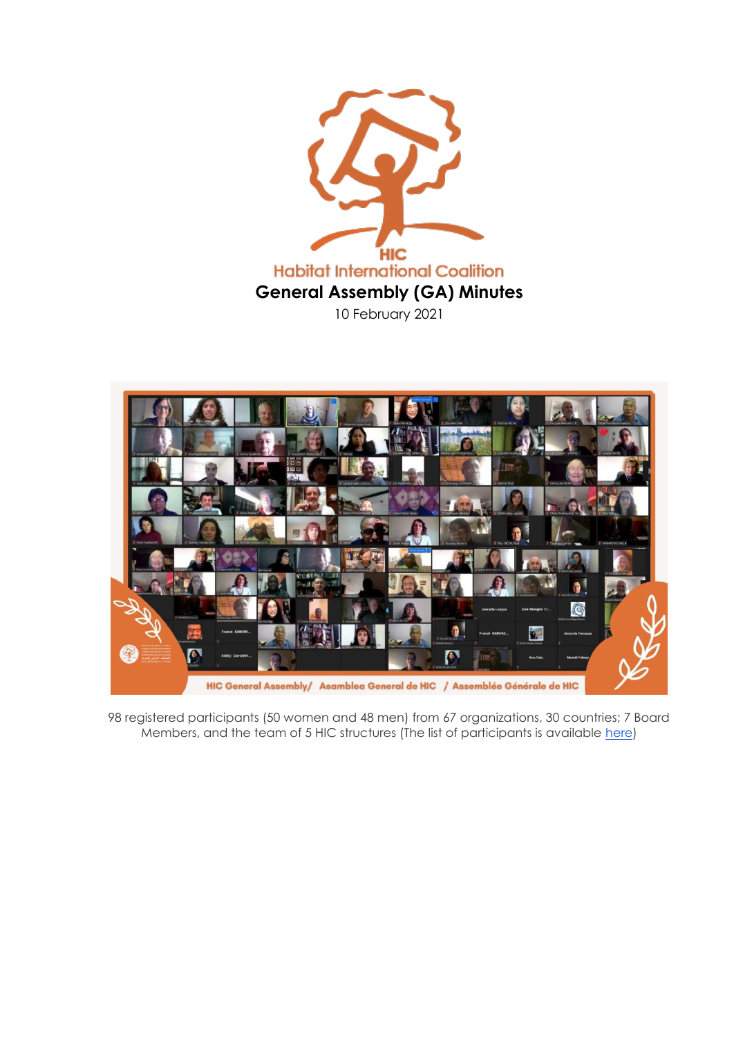HIC
Habitat International Coalition

# General Assembly (GA) Minutes

10 February 2021

98 registered participants (50 women and 48 men) from 67 organizations, 30 countries; 7 Board Members, and the team of 5 HIC structures (The list of participants is available here)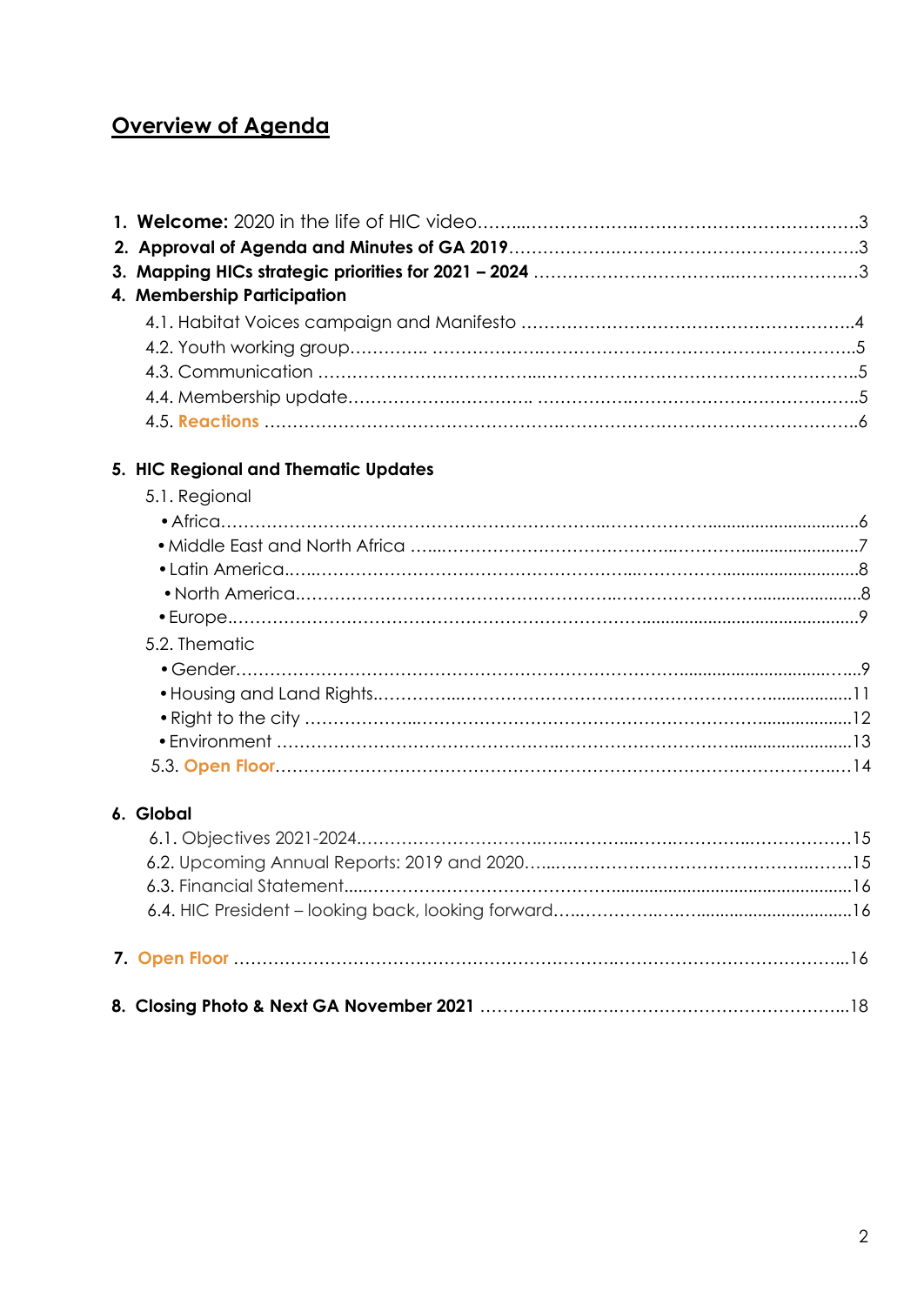# Overview of Agenda

1. **Welcome:** 2020 in the life of HIC video……..…………..……..………………..…………3
2. **Approval of Agenda and Minutes of GA 2019**…………..……..……………………………3
3. **Mapping HICs strategic priorities for 2021 – 2024** ……………………………..…………………3
4. **Membership Participation**
   - 4.1. Habitat Voices campaign and Manifesto …………………………………………………4
   - 4.2. Youth working group…………. ………………..………………………………………………5
   - 4.3. Communication ………………..…………….....……………………………………………5
   - 4.4. Membership update……………..…………. ………….……………………………………5
   - 4.5. **Reactions** ……………………………………….……………………………………………6

5. **HIC Regional and Thematic Updates**
   - 5.1. Regional
     - Africa……………………………………………………..………………..............................6
     - Middle East and North Africa …...……………………………..………..........................7
     - Latin America…...……………………………………………...…………..........................8
     - North America……………………………………………..…………………......................8
     - Europe……………………………………………………………..........................................9
   - 5.2. Thematic
     - Gender……………………………………………………………….................................…..9
     - Housing and Land Rights………….…………………………………………….................11
     - Right to the city ……………...…………………………………………………..................12
     - Environment ………………………………….……………………………........................13
   - 5.3. **Open Floor**……….…………………………………………………………………………...14

6. **Global**
   - 6.1. Objectives 2021-2024……………………….…..………..…….………...…………………15
   - 6.2. Upcoming Annual Reports: 2019 and 2020…...……………………………….………15
   - 6.3. Financial Statement.....……….…………………………..............................................16
   - 6.4. HIC President – looking back, looking forward…..………..……...............................16

7. **Open Floor** ……………………………………………………….……………………………...16

8. **Closing Photo & Next GA November 2021** ………………..……………………………...18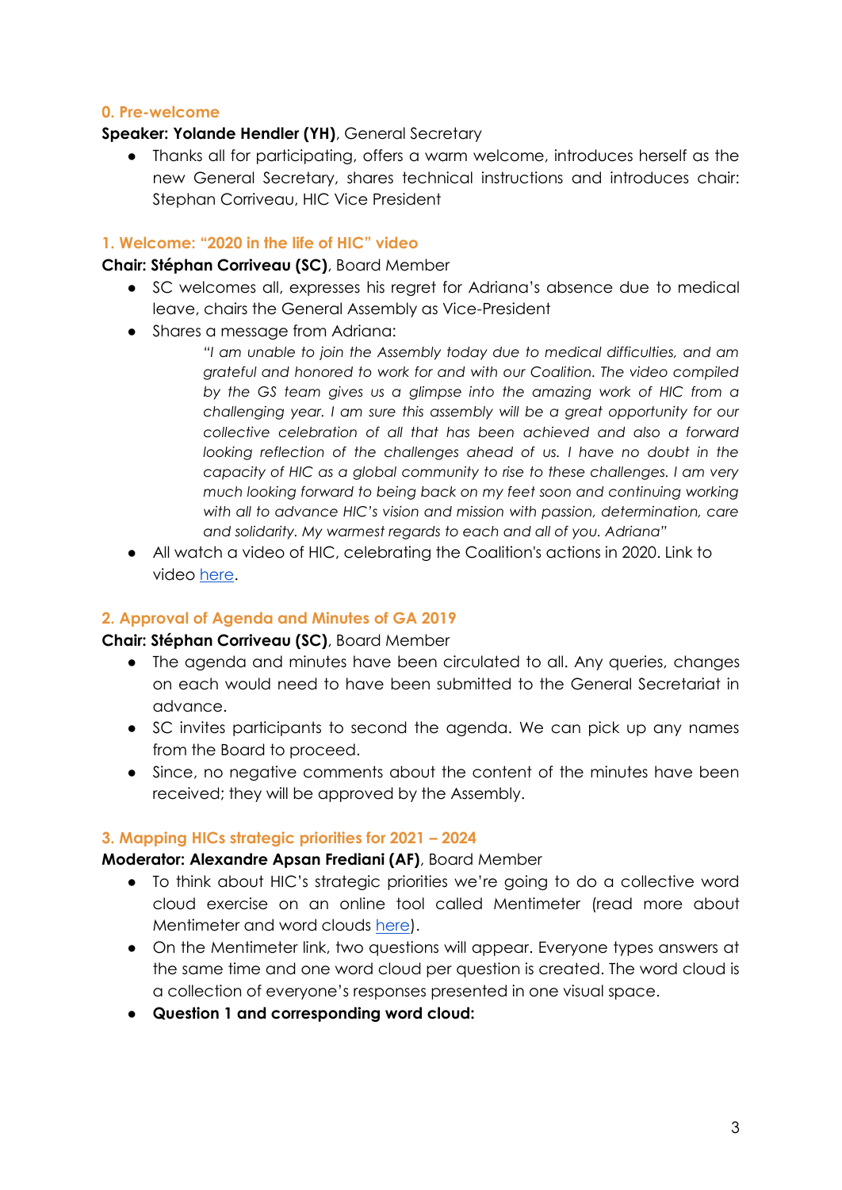### 0. Pre-welcome

**Speaker: Yolande Hendler (YH)**, General Secretary

- Thanks all for participating, offers a warm welcome, introduces herself as the new General Secretary, shares technical instructions and introduces chair: Stephan Corriveau, HIC Vice President

### 1. Welcome: "2020 in the life of HIC" video

**Chair: Stéphan Corriveau (SC)**, Board Member

- SC welcomes all, expresses his regret for Adriana's absence due to medical leave, chairs the General Assembly as Vice-President
- Shares a message from Adriana:

  > *"I am unable to join the Assembly today due to medical difficulties, and am grateful and honored to work for and with our Coalition. The video compiled by the GS team gives us a glimpse into the amazing work of HIC from a challenging year. I am sure this assembly will be a great opportunity for our collective celebration of all that has been achieved and also a forward looking reflection of the challenges ahead of us. I have no doubt in the capacity of HIC as a global community to rise to these challenges. I am very much looking forward to being back on my feet soon and continuing working with all to advance HIC's vision and mission with passion, determination, care and solidarity. My warmest regards to each and all of you. Adriana"*

- All watch a video of HIC, celebrating the Coalition's actions in 2020. Link to video here.

### 2. Approval of Agenda and Minutes of GA 2019

**Chair: Stéphan Corriveau (SC)**, Board Member

- The agenda and minutes have been circulated to all. Any queries, changes on each would need to have been submitted to the General Secretariat in advance.
- SC invites participants to second the agenda. We can pick up any names from the Board to proceed.
- Since, no negative comments about the content of the minutes have been received; they will be approved by the Assembly.

### 3. Mapping HICs strategic priorities for 2021 – 2024

**Moderator: Alexandre Apsan Frediani (AF)**, Board Member

- To think about HIC's strategic priorities we're going to do a collective word cloud exercise on an online tool called Mentimeter (read more about Mentimeter and word clouds here).
- On the Mentimeter link, two questions will appear. Everyone types answers at the same time and one word cloud per question is created. The word cloud is a collection of everyone's responses presented in one visual space.
- **Question 1 and corresponding word cloud:**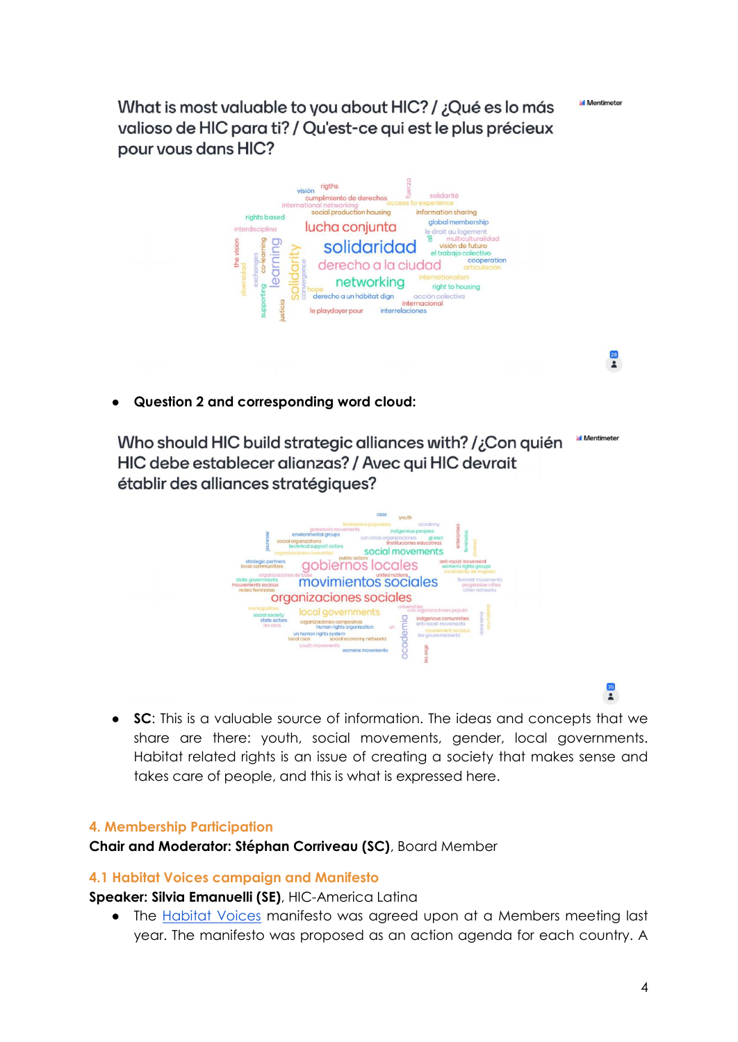What is most valuable to you about HIC? / ¿Qué es lo más valioso de HIC para ti? / Qu'est-ce qui est le plus précieux pour vous dans HIC?

- **Question 2 and corresponding word cloud:**

Who should HIC build strategic alliances with? / ¿Con quién HIC debe establecer alianzas? / Avec qui HIC devrait établir des alliances stratégiques?

- **SC**: This is a valuable source of information. The ideas and concepts that we share are there: youth, social movements, gender, local governments. Habitat related rights is an issue of creating a society that makes sense and takes care of people, and this is what is expressed here.

## 4. Membership Participation

**Chair and Moderator: Stéphan Corriveau (SC)**, Board Member

### 4.1 Habitat Voices campaign and Manifesto

**Speaker: Silvia Emanuelli (SE)**, HIC-America Latina

- The Habitat Voices manifesto was agreed upon at a Members meeting last year. The manifesto was proposed as an action agenda for each country. A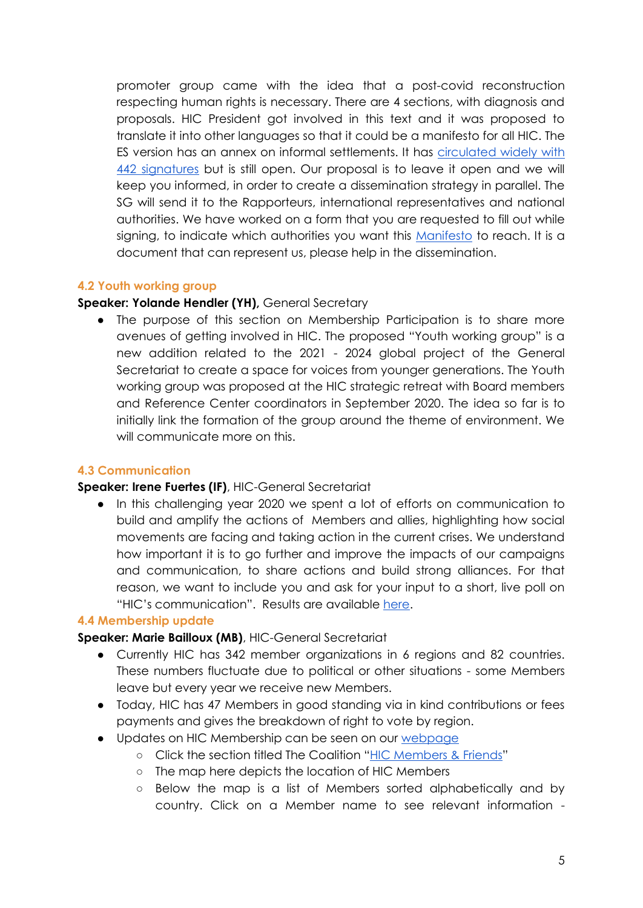promoter group came with the idea that a post-covid reconstruction respecting human rights is necessary. There are 4 sections, with diagnosis and proposals. HIC President got involved in this text and it was proposed to translate it into other languages so that it could be a manifesto for all HIC. The ES version has an annex on informal settlements. It has circulated widely with 442 signatures but is still open. Our proposal is to leave it open and we will keep you informed, in order to create a dissemination strategy in parallel. The SG will send it to the Rapporteurs, international representatives and national authorities. We have worked on a form that you are requested to fill out while signing, to indicate which authorities you want this Manifesto to reach. It is a document that can represent us, please help in the dissemination.

### 4.2 Youth working group

**Speaker: Yolande Hendler (YH),** General Secretary

- The purpose of this section on Membership Participation is to share more avenues of getting involved in HIC. The proposed "Youth working group" is a new addition related to the 2021 - 2024 global project of the General Secretariat to create a space for voices from younger generations. The Youth working group was proposed at the HIC strategic retreat with Board members and Reference Center coordinators in September 2020. The idea so far is to initially link the formation of the group around the theme of environment. We will communicate more on this.

### 4.3 Communication

**Speaker: Irene Fuertes (IF)**, HIC-General Secretariat

- In this challenging year 2020 we spent a lot of efforts on communication to build and amplify the actions of Members and allies, highlighting how social movements are facing and taking action in the current crises. We understand how important it is to go further and improve the impacts of our campaigns and communication, to share actions and build strong alliances. For that reason, we want to include you and ask for your input to a short, live poll on "HIC's communication". Results are available here.

### 4.4 Membership update

**Speaker: Marie Bailloux (MB)**, HIC-General Secretariat

- Currently HIC has 342 member organizations in 6 regions and 82 countries. These numbers fluctuate due to political or other situations - some Members leave but every year we receive new Members.
- Today, HIC has 47 Members in good standing via in kind contributions or fees payments and gives the breakdown of right to vote by region.
- Updates on HIC Membership can be seen on our webpage
  - Click the section titled The Coalition "HIC Members & Friends"
  - The map here depicts the location of HIC Members
  - Below the map is a list of Members sorted alphabetically and by country. Click on a Member name to see relevant information -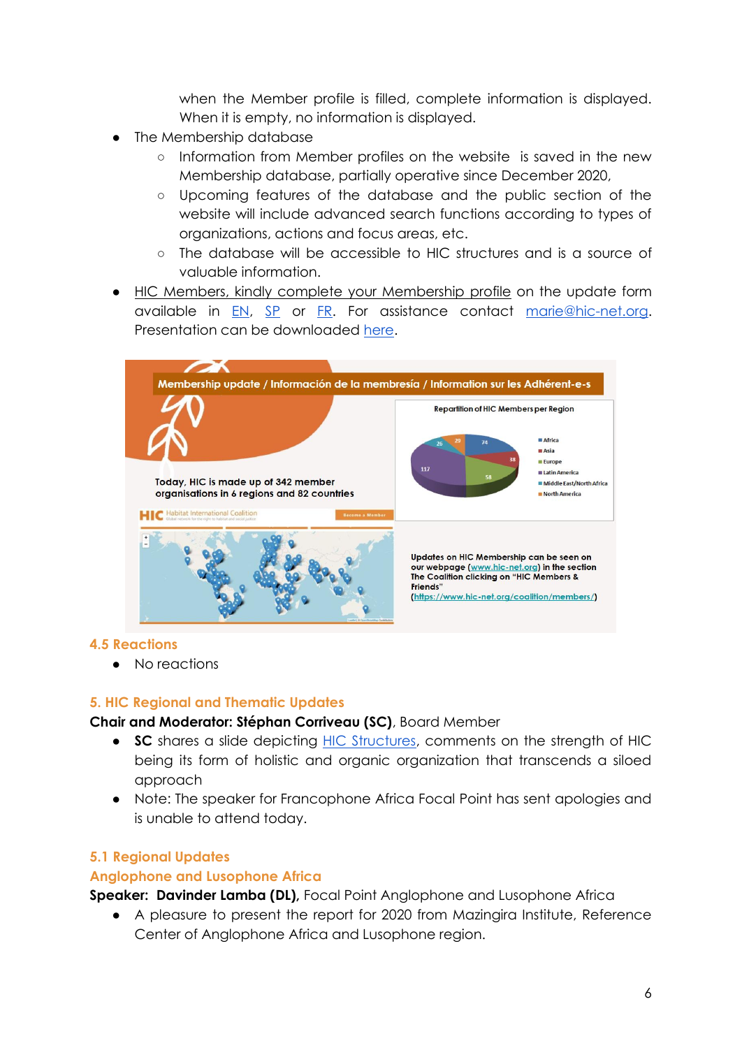when the Member profile is filled, complete information is displayed. When it is empty, no information is displayed.

- The Membership database
  - Information from Member profiles on the website is saved in the new Membership database, partially operative since December 2020,
  - Upcoming features of the database and the public section of the website will include advanced search functions according to types of organizations, actions and focus areas, etc.
  - The database will be accessible to HIC structures and is a source of valuable information.
- HIC Members, kindly complete your Membership profile on the update form available in EN, SP or FR. For assistance contact marie@hic-net.org. Presentation can be downloaded here.

Membership update / Información de la membresía / Information sur les Adhérent-e-s

Today, HIC is made up of 342 member organisations in 6 regions and 82 countries

Repartition of HIC Members per Region

| Region | Members |
|---|---|
| Africa | 74 |
| Asia | 38 |
| Europe | 58 |
| Latin America | 117 |
| Middle East/North Africa | 26 |
| North America | 29 |

Updates on HIC Membership can be seen on our webpage (www.hic-net.org) in the section The Coalition clicking on "HIC Members & Friends" (https://www.hic-net.org/coalition/members/)

### 4.5 Reactions

- No reactions

## 5. HIC Regional and Thematic Updates

**Chair and Moderator: Stéphan Corriveau (SC)**, Board Member

- **SC** shares a slide depicting HIC Structures, comments on the strength of HIC being its form of holistic and organic organization that transcends a siloed approach
- Note: The speaker for Francophone Africa Focal Point has sent apologies and is unable to attend today.

### 5.1 Regional Updates

### Anglophone and Lusophone Africa

**Speaker: Davinder Lamba (DL),** Focal Point Anglophone and Lusophone Africa

- A pleasure to present the report for 2020 from Mazingira Institute, Reference Center of Anglophone Africa and Lusophone region.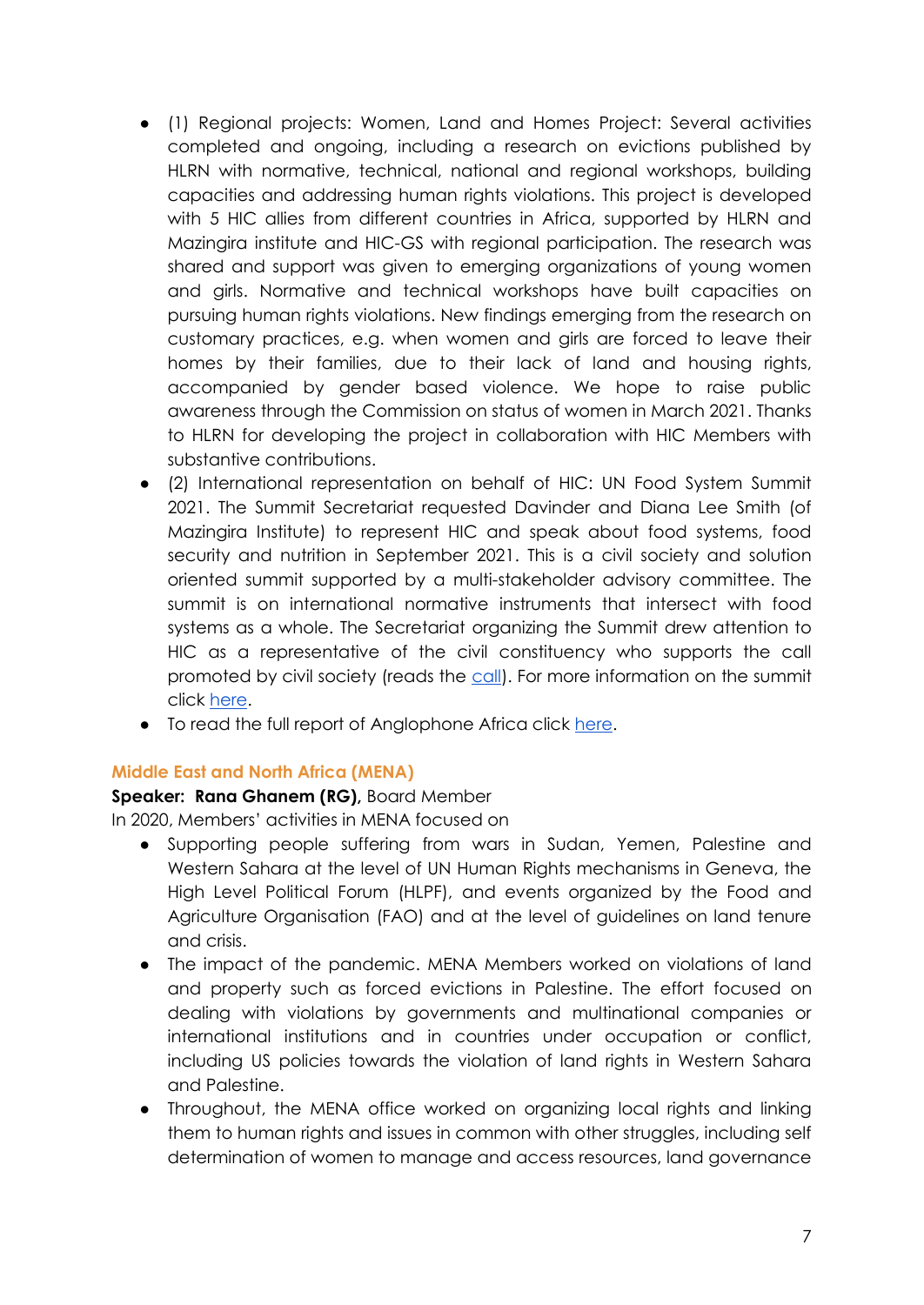- (1) Regional projects: Women, Land and Homes Project: Several activities completed and ongoing, including a research on evictions published by HLRN with normative, technical, national and regional workshops, building capacities and addressing human rights violations. This project is developed with 5 HIC allies from different countries in Africa, supported by HLRN and Mazingira institute and HIC-GS with regional participation. The research was shared and support was given to emerging organizations of young women and girls. Normative and technical workshops have built capacities on pursuing human rights violations. New findings emerging from the research on customary practices, e.g. when women and girls are forced to leave their homes by their families, due to their lack of land and housing rights, accompanied by gender based violence. We hope to raise public awareness through the Commission on status of women in March 2021. Thanks to HLRN for developing the project in collaboration with HIC Members with substantive contributions.
- (2) International representation on behalf of HIC: UN Food System Summit 2021. The Summit Secretariat requested Davinder and Diana Lee Smith (of Mazingira Institute) to represent HIC and speak about food systems, food security and nutrition in September 2021. This is a civil society and solution oriented summit supported by a multi-stakeholder advisory committee. The summit is on international normative instruments that intersect with food systems as a whole. The Secretariat organizing the Summit drew attention to HIC as a representative of the civil constituency who supports the call promoted by civil society (reads the call). For more information on the summit click here.
- To read the full report of Anglophone Africa click here.

### Middle East and North Africa (MENA)

**Speaker: Rana Ghanem (RG),** Board Member

In 2020, Members' activities in MENA focused on

- Supporting people suffering from wars in Sudan, Yemen, Palestine and Western Sahara at the level of UN Human Rights mechanisms in Geneva, the High Level Political Forum (HLPF), and events organized by the Food and Agriculture Organisation (FAO) and at the level of guidelines on land tenure and crisis.
- The impact of the pandemic. MENA Members worked on violations of land and property such as forced evictions in Palestine. The effort focused on dealing with violations by governments and multinational companies or international institutions and in countries under occupation or conflict, including US policies towards the violation of land rights in Western Sahara and Palestine.
- Throughout, the MENA office worked on organizing local rights and linking them to human rights and issues in common with other struggles, including self determination of women to manage and access resources, land governance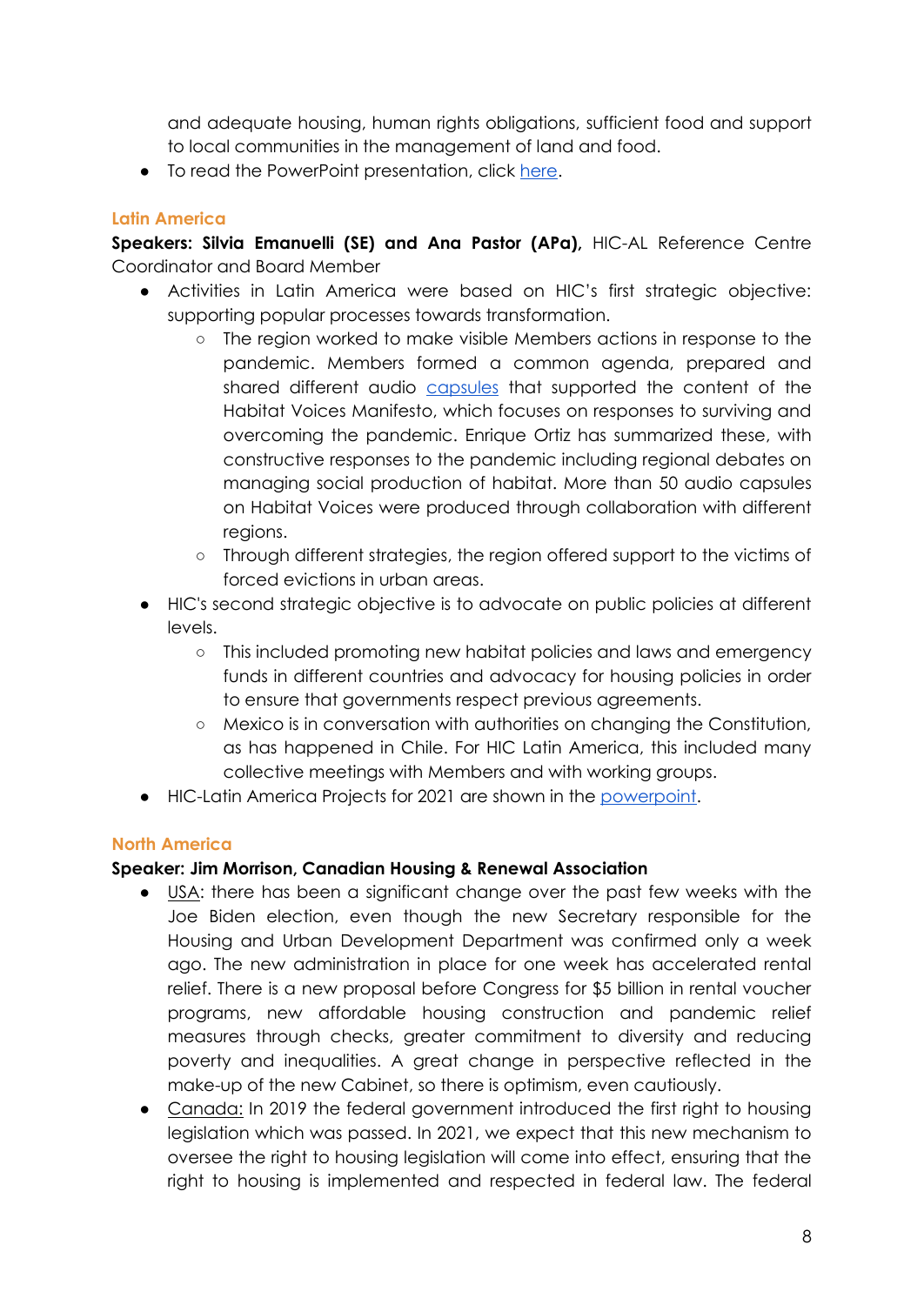and adequate housing, human rights obligations, sufficient food and support to local communities in the management of land and food.
- To read the PowerPoint presentation, click here.

### Latin America

**Speakers: Silvia Emanuelli (SE) and Ana Pastor (APa),** HIC-AL Reference Centre Coordinator and Board Member

- Activities in Latin America were based on HIC's first strategic objective: supporting popular processes towards transformation.
    - The region worked to make visible Members actions in response to the pandemic. Members formed a common agenda, prepared and shared different audio capsules that supported the content of the Habitat Voices Manifesto, which focuses on responses to surviving and overcoming the pandemic. Enrique Ortiz has summarized these, with constructive responses to the pandemic including regional debates on managing social production of habitat. More than 50 audio capsules on Habitat Voices were produced through collaboration with different regions.
    - Through different strategies, the region offered support to the victims of forced evictions in urban areas.
- HIC's second strategic objective is to advocate on public policies at different levels.
    - This included promoting new habitat policies and laws and emergency funds in different countries and advocacy for housing policies in order to ensure that governments respect previous agreements.
    - Mexico is in conversation with authorities on changing the Constitution, as has happened in Chile. For HIC Latin America, this included many collective meetings with Members and with working groups.
- HIC-Latin America Projects for 2021 are shown in the powerpoint.

### North America

**Speaker: Jim Morrison, Canadian Housing & Renewal Association**

- USA: there has been a significant change over the past few weeks with the Joe Biden election, even though the new Secretary responsible for the Housing and Urban Development Department was confirmed only a week ago. The new administration in place for one week has accelerated rental relief. There is a new proposal before Congress for $5 billion in rental voucher programs, new affordable housing construction and pandemic relief measures through checks, greater commitment to diversity and reducing poverty and inequalities. A great change in perspective reflected in the make-up of the new Cabinet, so there is optimism, even cautiously.
- Canada: In 2019 the federal government introduced the first right to housing legislation which was passed. In 2021, we expect that this new mechanism to oversee the right to housing legislation will come into effect, ensuring that the right to housing is implemented and respected in federal law. The federal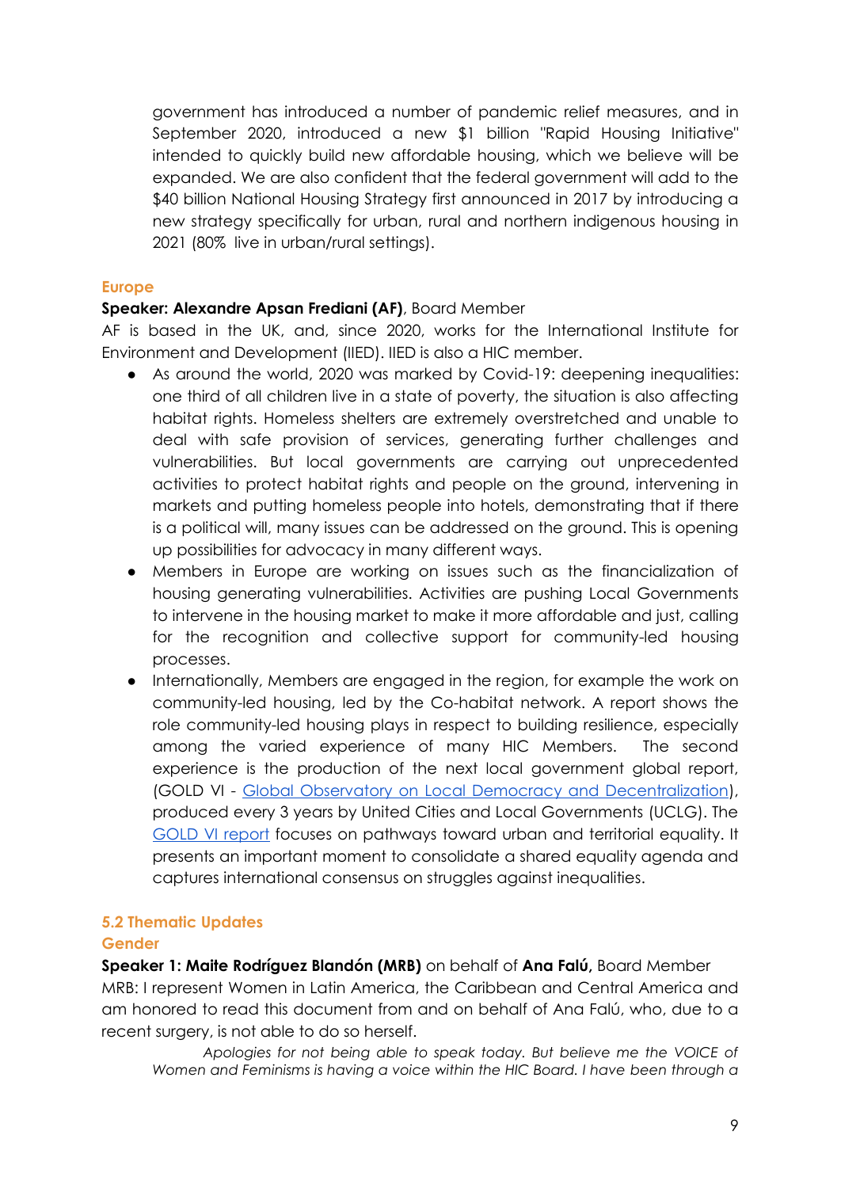government has introduced a number of pandemic relief measures, and in September 2020, introduced a new $1 billion "Rapid Housing Initiative" intended to quickly build new affordable housing, which we believe will be expanded. We are also confident that the federal government will add to the $40 billion National Housing Strategy first announced in 2017 by introducing a new strategy specifically for urban, rural and northern indigenous housing in 2021 (80% live in urban/rural settings).

### Europe

**Speaker: Alexandre Apsan Frediani (AF)**, Board Member

AF is based in the UK, and, since 2020, works for the International Institute for Environment and Development (IIED). IIED is also a HIC member.

- As around the world, 2020 was marked by Covid-19: deepening inequalities: one third of all children live in a state of poverty, the situation is also affecting habitat rights. Homeless shelters are extremely overstretched and unable to deal with safe provision of services, generating further challenges and vulnerabilities. But local governments are carrying out unprecedented activities to protect habitat rights and people on the ground, intervening in markets and putting homeless people into hotels, demonstrating that if there is a political will, many issues can be addressed on the ground. This is opening up possibilities for advocacy in many different ways.
- Members in Europe are working on issues such as the financialization of housing generating vulnerabilities. Activities are pushing Local Governments to intervene in the housing market to make it more affordable and just, calling for the recognition and collective support for community-led housing processes.
- Internationally, Members are engaged in the region, for example the work on community-led housing, led by the Co-habitat network. A report shows the role community-led housing plays in respect to building resilience, especially among the varied experience of many HIC Members. The second experience is the production of the next local government global report, (GOLD VI - Global Observatory on Local Democracy and Decentralization), produced every 3 years by United Cities and Local Governments (UCLG). The GOLD VI report focuses on pathways toward urban and territorial equality. It presents an important moment to consolidate a shared equality agenda and captures international consensus on struggles against inequalities.

## 5.2 Thematic Updates

### Gender

**Speaker 1: Maite Rodríguez Blandón (MRB)** on behalf of **Ana Falú,** Board Member

MRB: I represent Women in Latin America, the Caribbean and Central America and am honored to read this document from and on behalf of Ana Falú, who, due to a recent surgery, is not able to do so herself.

> *Apologies for not being able to speak today. But believe me the VOICE of Women and Feminisms is having a voice within the HIC Board. I have been through a*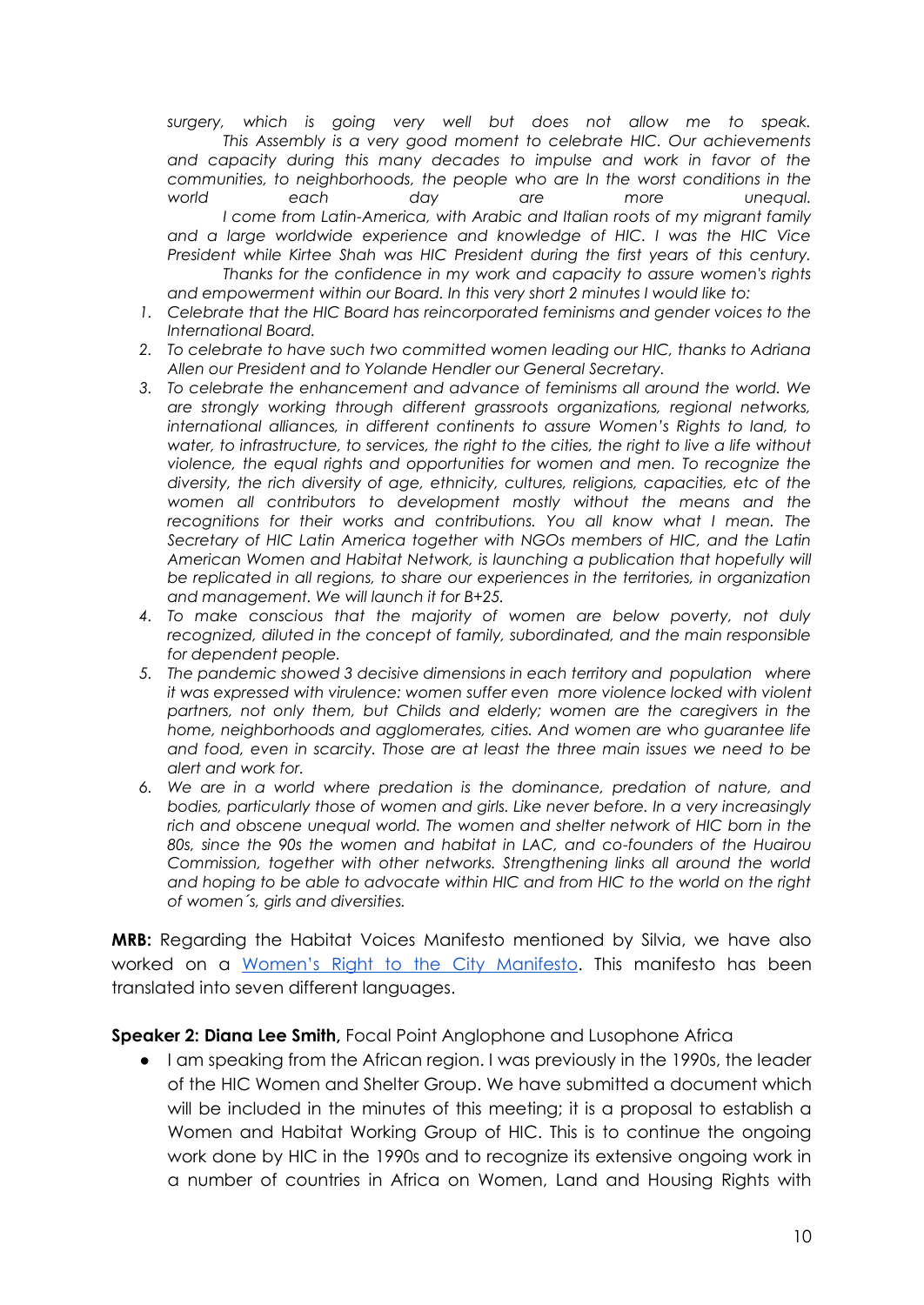*surgery, which is going very well but does not allow me to speak.*

*This Assembly is a very good moment to celebrate HIC. Our achievements and capacity during this many decades to impulse and work in favor of the communities, to neighborhoods, the people who are In the worst conditions in the world each day are more unequal.*

*I come from Latin-America, with Arabic and Italian roots of my migrant family and a large worldwide experience and knowledge of HIC. I was the HIC Vice President while Kirtee Shah was HIC President during the first years of this century.*

*Thanks for the confidence in my work and capacity to assure women's rights and empowerment within our Board. In this very short 2 minutes I would like to:*

1. *Celebrate that the HIC Board has reincorporated feminisms and gender voices to the International Board.*
2. *To celebrate to have such two committed women leading our HIC, thanks to Adriana Allen our President and to Yolande Hendler our General Secretary.*
3. *To celebrate the enhancement and advance of feminisms all around the world. We are strongly working through different grassroots organizations, regional networks, international alliances, in different continents to assure Women's Rights to land, to water, to infrastructure, to services, the right to the cities, the right to live a life without violence, the equal rights and opportunities for women and men. To recognize the diversity, the rich diversity of age, ethnicity, cultures, religions, capacities, etc of the women all contributors to development mostly without the means and the recognitions for their works and contributions. You all know what I mean. The Secretary of HIC Latin America together with NGOs members of HIC, and the Latin American Women and Habitat Network, is launching a publication that hopefully will be replicated in all regions, to share our experiences in the territories, in organization and management. We will launch it for B+25.*
4. *To make conscious that the majority of women are below poverty, not duly recognized, diluted in the concept of family, subordinated, and the main responsible for dependent people.*
5. *The pandemic showed 3 decisive dimensions in each territory and population where it was expressed with virulence: women suffer even more violence locked with violent partners, not only them, but Childs and elderly; women are the caregivers in the home, neighborhoods and agglomerates, cities. And women are who guarantee life and food, even in scarcity. Those are at least the three main issues we need to be alert and work for.*
6. *We are in a world where predation is the dominance, predation of nature, and bodies, particularly those of women and girls. Like never before. In a very increasingly rich and obscene unequal world. The women and shelter network of HIC born in the 80s, since the 90s the women and habitat in LAC, and co-founders of the Huairou Commission, together with other networks. Strengthening links all around the world and hoping to be able to advocate within HIC and from HIC to the world on the right of women´s, girls and diversities.*

**MRB:** Regarding the Habitat Voices Manifesto mentioned by Silvia, we have also worked on a [Women's Right to the City Manifesto](). This manifesto has been translated into seven different languages.

**Speaker 2: Diana Lee Smith,** Focal Point Anglophone and Lusophone Africa

- I am speaking from the African region. I was previously in the 1990s, the leader of the HIC Women and Shelter Group. We have submitted a document which will be included in the minutes of this meeting; it is a proposal to establish a Women and Habitat Working Group of HIC. This is to continue the ongoing work done by HIC in the 1990s and to recognize its extensive ongoing work in a number of countries in Africa on Women, Land and Housing Rights with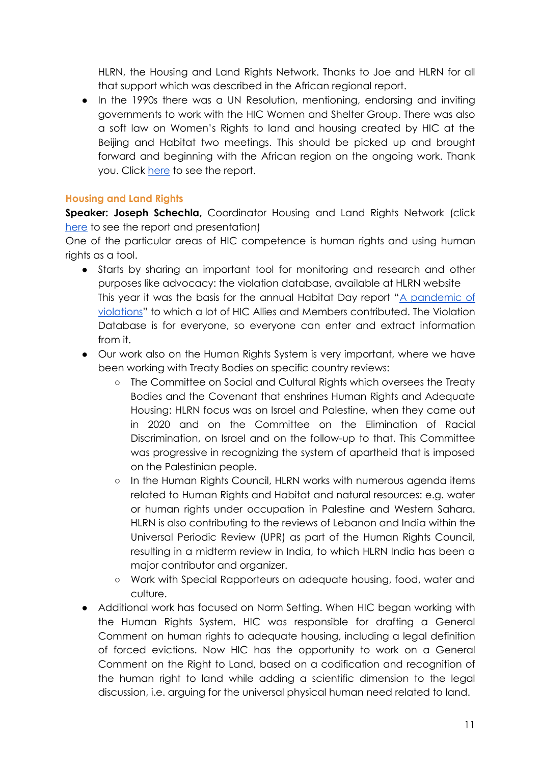HLRN, the Housing and Land Rights Network. Thanks to Joe and HLRN for all that support which was described in the African regional report.

- In the 1990s there was a UN Resolution, mentioning, endorsing and inviting governments to work with the HIC Women and Shelter Group. There was also a soft law on Women's Rights to land and housing created by HIC at the Beijing and Habitat two meetings. This should be picked up and brought forward and beginning with the African region on the ongoing work. Thank you. Click here to see the report.

### Housing and Land Rights

**Speaker: Joseph Schechla,** Coordinator Housing and Land Rights Network (click here to see the report and presentation)

One of the particular areas of HIC competence is human rights and using human rights as a tool.

- Starts by sharing an important tool for monitoring and research and other purposes like advocacy: the violation database, available at HLRN website
  This year it was the basis for the annual Habitat Day report "A pandemic of violations" to which a lot of HIC Allies and Members contributed. The Violation Database is for everyone, so everyone can enter and extract information from it.
- Our work also on the Human Rights System is very important, where we have been working with Treaty Bodies on specific country reviews:
  - The Committee on Social and Cultural Rights which oversees the Treaty Bodies and the Covenant that enshrines Human Rights and Adequate Housing: HLRN focus was on Israel and Palestine, when they came out in 2020 and on the Committee on the Elimination of Racial Discrimination, on Israel and on the follow-up to that. This Committee was progressive in recognizing the system of apartheid that is imposed on the Palestinian people.
  - In the Human Rights Council, HLRN works with numerous agenda items related to Human Rights and Habitat and natural resources: e.g. water or human rights under occupation in Palestine and Western Sahara. HLRN is also contributing to the reviews of Lebanon and India within the Universal Periodic Review (UPR) as part of the Human Rights Council, resulting in a midterm review in India, to which HLRN India has been a major contributor and organizer.
  - Work with Special Rapporteurs on adequate housing, food, water and culture.
- Additional work has focused on Norm Setting. When HIC began working with the Human Rights System, HIC was responsible for drafting a General Comment on human rights to adequate housing, including a legal definition of forced evictions. Now HIC has the opportunity to work on a General Comment on the Right to Land, based on a codification and recognition of the human right to land while adding a scientific dimension to the legal discussion, i.e. arguing for the universal physical human need related to land.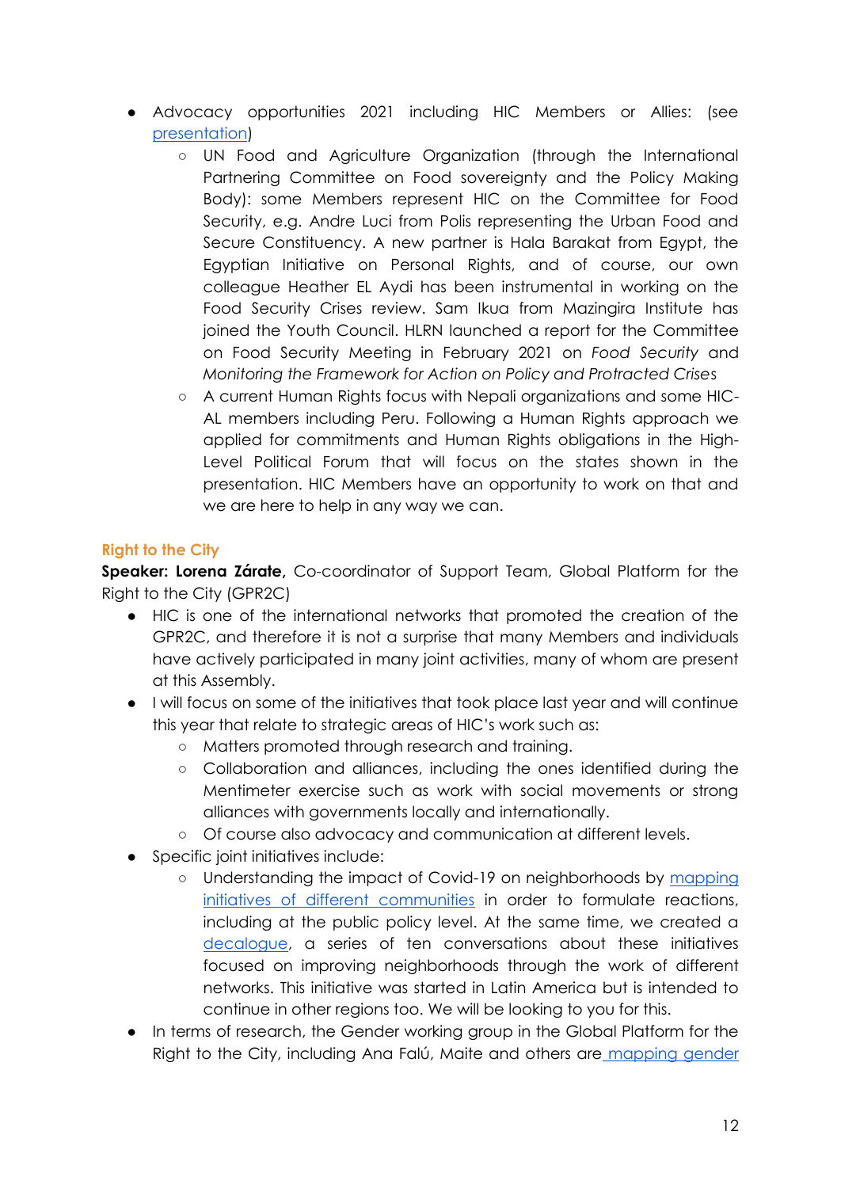- Advocacy opportunities 2021 including HIC Members or Allies: (see presentation)
    - UN Food and Agriculture Organization (through the International Partnering Committee on Food sovereignty and the Policy Making Body): some Members represent HIC on the Committee for Food Security, e.g. Andre Luci from Polis representing the Urban Food and Secure Constituency. A new partner is Hala Barakat from Egypt, the Egyptian Initiative on Personal Rights, and of course, our own colleague Heather EL Aydi has been instrumental in working on the Food Security Crises review. Sam Ikua from Mazingira Institute has joined the Youth Council. HLRN launched a report for the Committee on Food Security Meeting in February 2021 on *Food Security* and *Monitoring the Framework for Action on Policy and Protracted Crises*
    - A current Human Rights focus with Nepali organizations and some HIC-AL members including Peru. Following a Human Rights approach we applied for commitments and Human Rights obligations in the High-Level Political Forum that will focus on the states shown in the presentation. HIC Members have an opportunity to work on that and we are here to help in any way we can.

### Right to the City

**Speaker: Lorena Zárate,** Co-coordinator of Support Team, Global Platform for the Right to the City (GPR2C)

- HIC is one of the international networks that promoted the creation of the GPR2C, and therefore it is not a surprise that many Members and individuals have actively participated in many joint activities, many of whom are present at this Assembly.
- I will focus on some of the initiatives that took place last year and will continue this year that relate to strategic areas of HIC's work such as:
    - Matters promoted through research and training.
    - Collaboration and alliances, including the ones identified during the Mentimeter exercise such as work with social movements or strong alliances with governments locally and internationally.
    - Of course also advocacy and communication at different levels.
- Specific joint initiatives include:
    - Understanding the impact of Covid-19 on neighborhoods by mapping initiatives of different communities in order to formulate reactions, including at the public policy level. At the same time, we created a decalogue, a series of ten conversations about these initiatives focused on improving neighborhoods through the work of different networks. This initiative was started in Latin America but is intended to continue in other regions too. We will be looking to you for this.
- In terms of research, the Gender working group in the Global Platform for the Right to the City, including Ana Falú, Maite and others are mapping gender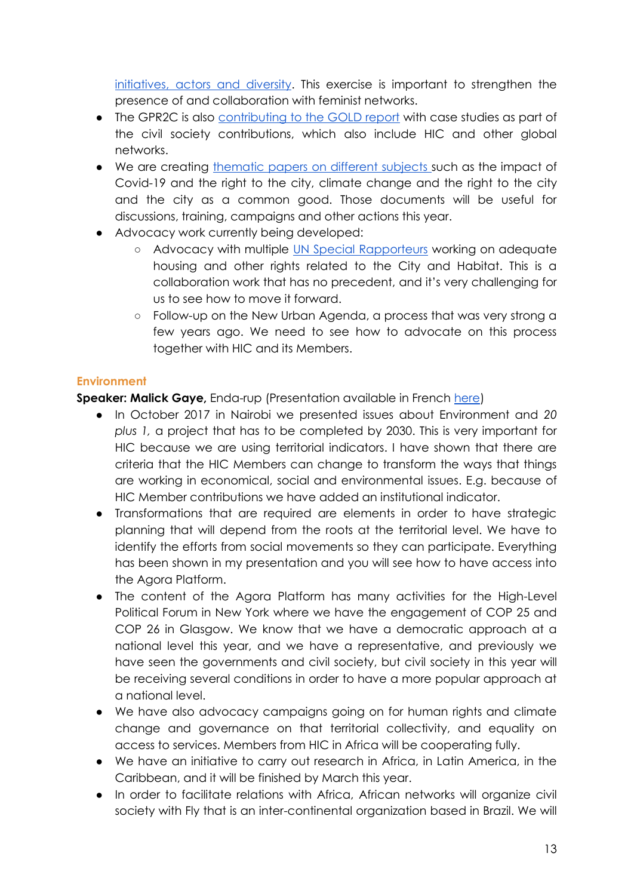initiatives, actors and diversity. This exercise is important to strengthen the presence of and collaboration with feminist networks.

- The GPR2C is also contributing to the GOLD report with case studies as part of the civil society contributions, which also include HIC and other global networks.
- We are creating thematic papers on different subjects such as the impact of Covid-19 and the right to the city, climate change and the right to the city and the city as a common good. Those documents will be useful for discussions, training, campaigns and other actions this year.
- Advocacy work currently being developed:
  - Advocacy with multiple UN Special Rapporteurs working on adequate housing and other rights related to the City and Habitat. This is a collaboration work that has no precedent, and it's very challenging for us to see how to move it forward.
  - Follow-up on the New Urban Agenda, a process that was very strong a few years ago. We need to see how to advocate on this process together with HIC and its Members.

### Environment

**Speaker: Malick Gaye,** Enda-rup (Presentation available in French here)

- In October 2017 in Nairobi we presented issues about Environment and *20 plus 1,* a project that has to be completed by 2030. This is very important for HIC because we are using territorial indicators. I have shown that there are criteria that the HIC Members can change to transform the ways that things are working in economical, social and environmental issues. E.g. because of HIC Member contributions we have added an institutional indicator.
- Transformations that are required are elements in order to have strategic planning that will depend from the roots at the territorial level. We have to identify the efforts from social movements so they can participate. Everything has been shown in my presentation and you will see how to have access into the Agora Platform.
- The content of the Agora Platform has many activities for the High-Level Political Forum in New York where we have the engagement of COP 25 and COP 26 in Glasgow. We know that we have a democratic approach at a national level this year, and we have a representative, and previously we have seen the governments and civil society, but civil society in this year will be receiving several conditions in order to have a more popular approach at a national level.
- We have also advocacy campaigns going on for human rights and climate change and governance on that territorial collectivity, and equality on access to services. Members from HIC in Africa will be cooperating fully.
- We have an initiative to carry out research in Africa, in Latin America, in the Caribbean, and it will be finished by March this year.
- In order to facilitate relations with Africa, African networks will organize civil society with Fly that is an inter-continental organization based in Brazil. We will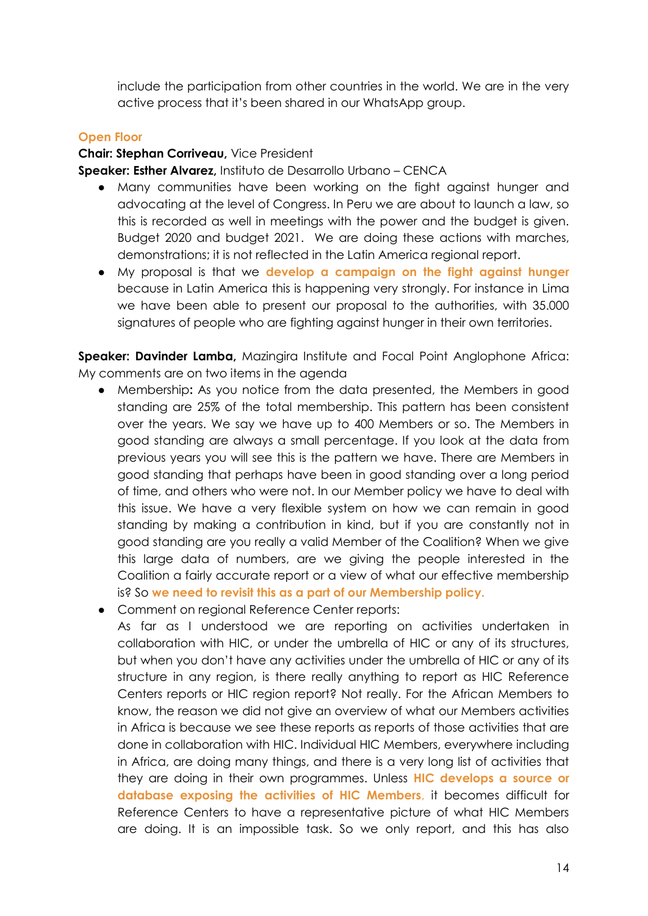include the participation from other countries in the world. We are in the very active process that it's been shared in our WhatsApp group.

### Open Floor

**Chair: Stephan Corriveau,** Vice President

**Speaker: Esther Alvarez,** Instituto de Desarrollo Urbano – CENCA

- Many communities have been working on the fight against hunger and advocating at the level of Congress. In Peru we are about to launch a law, so this is recorded as well in meetings with the power and the budget is given. Budget 2020 and budget 2021. We are doing these actions with marches, demonstrations; it is not reflected in the Latin America regional report.
- My proposal is that we **develop a campaign on the fight against hunger** because in Latin America this is happening very strongly. For instance in Lima we have been able to present our proposal to the authorities, with 35.000 signatures of people who are fighting against hunger in their own territories.

**Speaker: Davinder Lamba,** Mazingira Institute and Focal Point Anglophone Africa: My comments are on two items in the agenda

- Membership**:** As you notice from the data presented, the Members in good standing are 25% of the total membership. This pattern has been consistent over the years. We say we have up to 400 Members or so. The Members in good standing are always a small percentage. If you look at the data from previous years you will see this is the pattern we have. There are Members in good standing that perhaps have been in good standing over a long period of time, and others who were not. In our Member policy we have to deal with this issue. We have a very flexible system on how we can remain in good standing by making a contribution in kind, but if you are constantly not in good standing are you really a valid Member of the Coalition? When we give this large data of numbers, are we giving the people interested in the Coalition a fairly accurate report or a view of what our effective membership is? So **we need to revisit this as a part of our Membership policy.**
- Comment on regional Reference Center reports:
  As far as I understood we are reporting on activities undertaken in collaboration with HIC, or under the umbrella of HIC or any of its structures, but when you don't have any activities under the umbrella of HIC or any of its structure in any region, is there really anything to report as HIC Reference Centers reports or HIC region report? Not really. For the African Members to know, the reason we did not give an overview of what our Members activities in Africa is because we see these reports as reports of those activities that are done in collaboration with HIC. Individual HIC Members, everywhere including in Africa, are doing many things, and there is a very long list of activities that they are doing in their own programmes. Unless **HIC develops a source or database exposing the activities of HIC Members**, it becomes difficult for Reference Centers to have a representative picture of what HIC Members are doing. It is an impossible task. So we only report, and this has also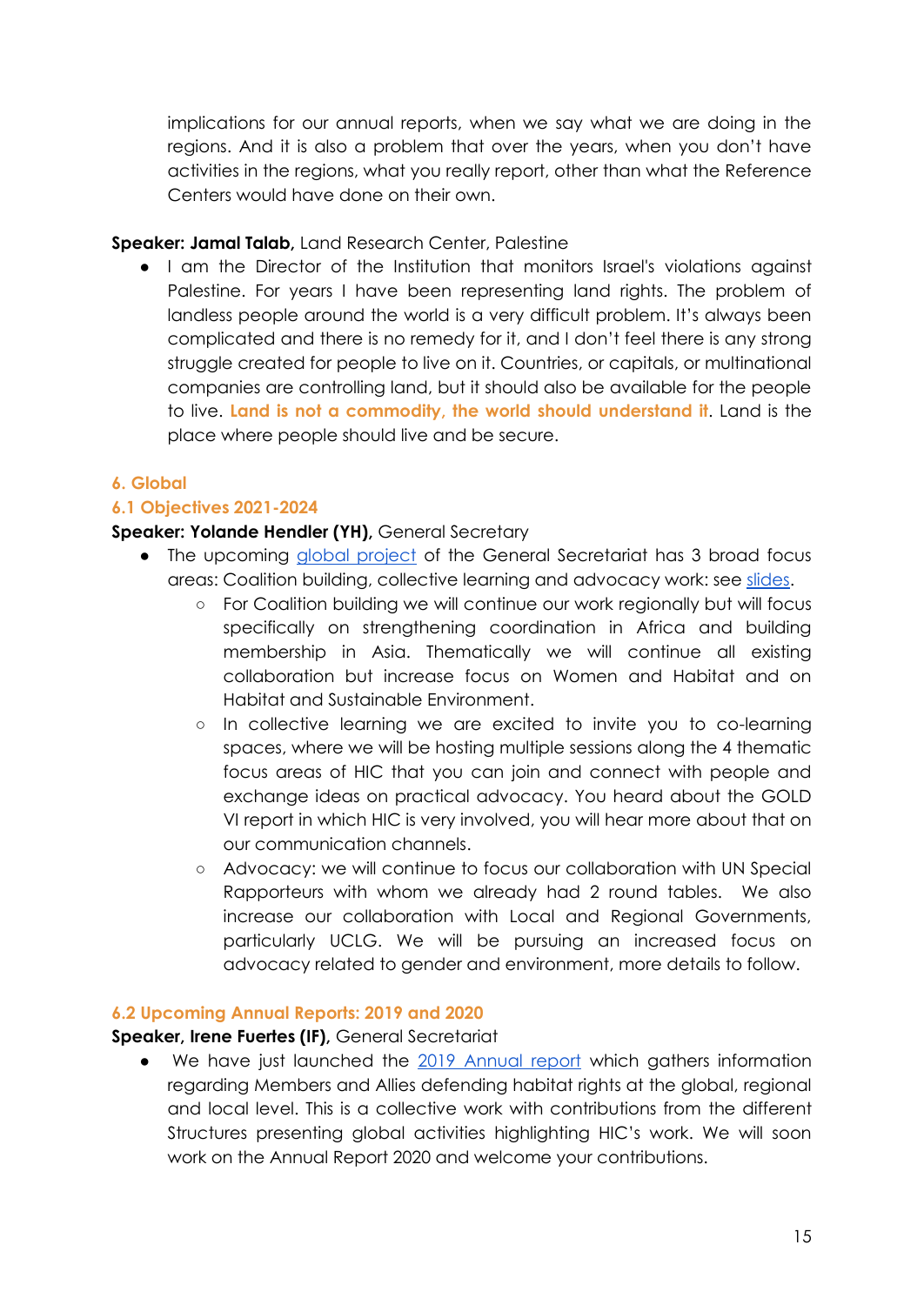implications for our annual reports, when we say what we are doing in the regions. And it is also a problem that over the years, when you don't have activities in the regions, what you really report, other than what the Reference Centers would have done on their own.

**Speaker: Jamal Talab,** Land Research Center, Palestine

- I am the Director of the Institution that monitors Israel's violations against Palestine. For years I have been representing land rights. The problem of landless people around the world is a very difficult problem. It's always been complicated and there is no remedy for it, and I don't feel there is any strong struggle created for people to live on it. Countries, or capitals, or multinational companies are controlling land, but it should also be available for the people to live. **Land is not a commodity, the world should understand it**. Land is the place where people should live and be secure.

## 6. Global

### 6.1 Objectives 2021-2024

**Speaker: Yolande Hendler (YH),** General Secretary

- The upcoming global project of the General Secretariat has 3 broad focus areas: Coalition building, collective learning and advocacy work: see slides.
  - For Coalition building we will continue our work regionally but will focus specifically on strengthening coordination in Africa and building membership in Asia. Thematically we will continue all existing collaboration but increase focus on Women and Habitat and on Habitat and Sustainable Environment.
  - In collective learning we are excited to invite you to co-learning spaces, where we will be hosting multiple sessions along the 4 thematic focus areas of HIC that you can join and connect with people and exchange ideas on practical advocacy. You heard about the GOLD VI report in which HIC is very involved, you will hear more about that on our communication channels.
  - Advocacy: we will continue to focus our collaboration with UN Special Rapporteurs with whom we already had 2 round tables. We also increase our collaboration with Local and Regional Governments, particularly UCLG. We will be pursuing an increased focus on advocacy related to gender and environment, more details to follow.

### 6.2 Upcoming Annual Reports: 2019 and 2020

**Speaker, Irene Fuertes (IF),** General Secretariat

- We have just launched the 2019 Annual report which gathers information regarding Members and Allies defending habitat rights at the global, regional and local level. This is a collective work with contributions from the different Structures presenting global activities highlighting HIC's work. We will soon work on the Annual Report 2020 and welcome your contributions.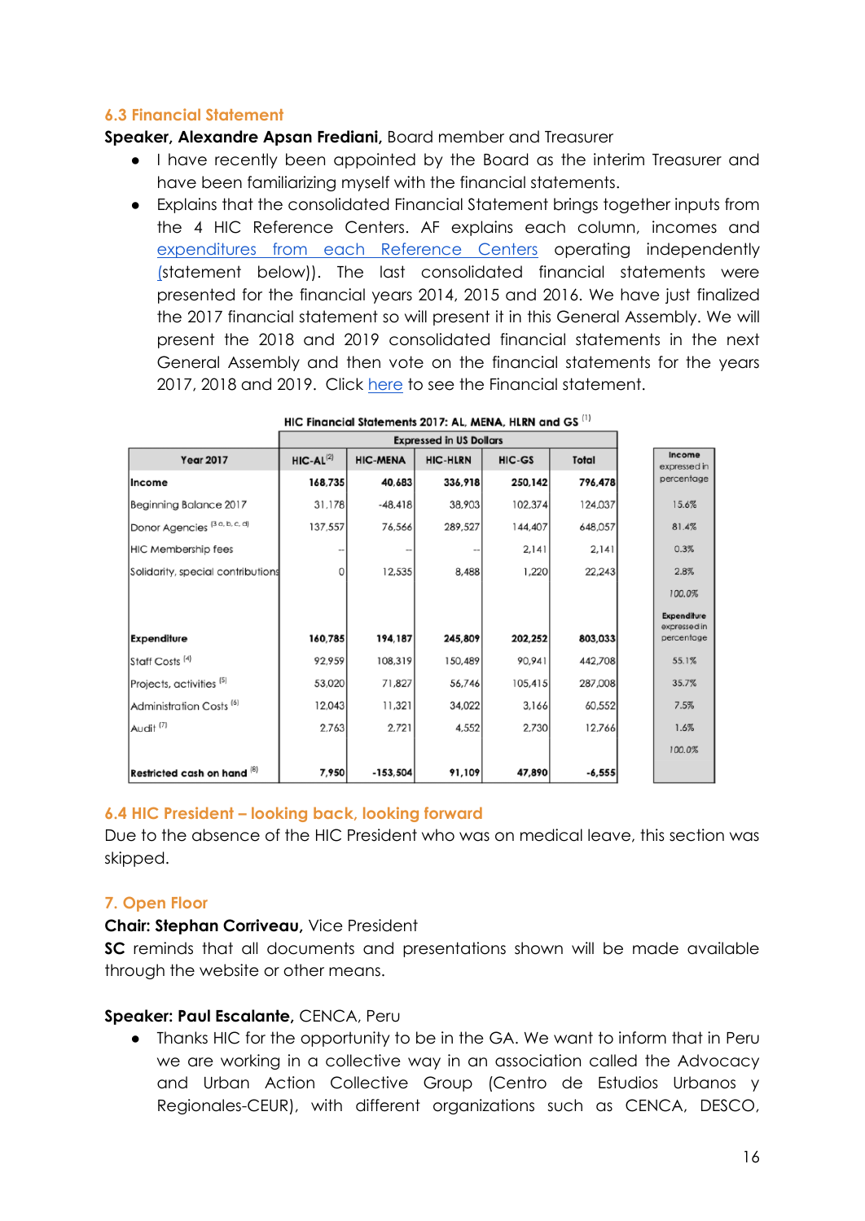### 6.3 Financial Statement

**Speaker, Alexandre Apsan Frediani,** Board member and Treasurer

- I have recently been appointed by the Board as the interim Treasurer and have been familiarizing myself with the financial statements.
- Explains that the consolidated Financial Statement brings together inputs from the 4 HIC Reference Centers. AF explains each column, incomes and expenditures from each Reference Centers operating independently (statement below)). The last consolidated financial statements were presented for the financial years 2014, 2015 and 2016. We have just finalized the 2017 financial statement so will present it in this General Assembly. We will present the 2018 and 2019 consolidated financial statements in the next General Assembly and then vote on the financial statements for the years 2017, 2018 and 2019. Click here to see the Financial statement.

HIC Financial Statements 2017: AL, MENA, HLRN and GS [1]

| Year 2017 | Expressed in US Dollars | | | | | |
|---|---|---|---|---|---|---|
| | HIC-AL[2] | HIC-MENA | HIC-HLRN | HIC-GS | Total | Income expressed in percentage |
| **Income** | **168,735** | **40,683** | **336,918** | **250,142** | **796,478** | |
| Beginning Balance 2017 | 31,178 | -48,418 | 38,903 | 102,374 | 124,037 | 15.6% |
| Donor Agencies [3 a, b, c, d] | 137,557 | 76,566 | 289,527 | 144,407 | 648,057 | 81.4% |
| HIC Membership fees | -- | -- | -- | 2,141 | 2,141 | 0.3% |
| Solidarity, special contributions | 0 | 12,535 | 8,488 | 1,220 | 22,243 | 2.8% |
| | | | | | | 100.0% |
| **Expenditure** | **160,785** | **194,187** | **245,809** | **202,252** | **803,033** | **Expenditure** expressed in percentage |
| Staff Costs [4] | 92,959 | 108,319 | 150,489 | 90,941 | 442,708 | 55.1% |
| Projects, activities [5] | 53,020 | 71,827 | 56,746 | 105,415 | 287,008 | 35.7% |
| Administration Costs [6] | 12,043 | 11,321 | 34,022 | 3,166 | 60,552 | 7.5% |
| Audit [7] | 2,763 | 2,721 | 4,552 | 2,730 | 12,766 | 1.6% |
| | | | | | | 100.0% |
| **Restricted cash on hand** [8] | **7,950** | **-153,504** | **91,109** | **47,890** | **-6,555** | |

### 6.4 HIC President – looking back, looking forward

Due to the absence of the HIC President who was on medical leave, this section was skipped.

### 7. Open Floor

**Chair: Stephan Corriveau,** Vice President

**SC** reminds that all documents and presentations shown will be made available through the website or other means.

**Speaker: Paul Escalante,** CENCA, Peru

- Thanks HIC for the opportunity to be in the GA. We want to inform that in Peru we are working in a collective way in an association called the Advocacy and Urban Action Collective Group (Centro de Estudios Urbanos y Regionales-CEUR), with different organizations such as CENCA, DESCO,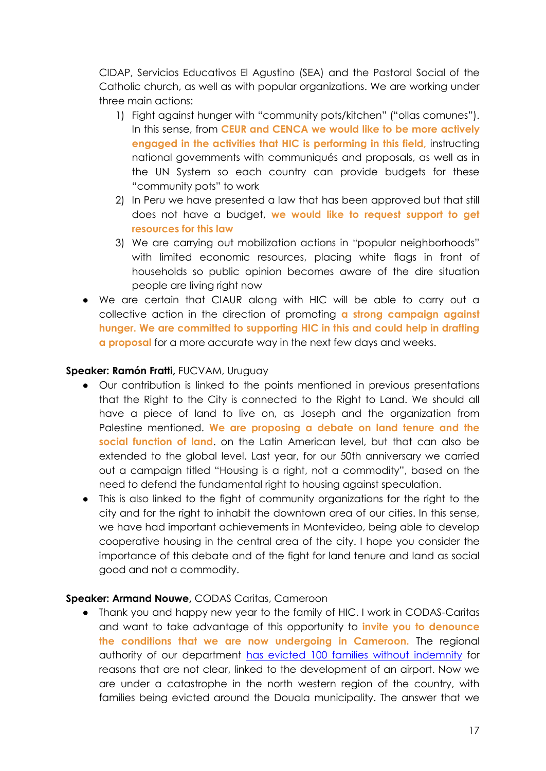CIDAP, Servicios Educativos El Agustino (SEA) and the Pastoral Social of the Catholic church, as well as with popular organizations. We are working under three main actions:

1) Fight against hunger with "community pots/kitchen" ("ollas comunes"). In this sense, from **CEUR and CENCA we would like to be more actively engaged in the activities that HIC is performing in this field,** instructing national governments with communiqués and proposals, as well as in the UN System so each country can provide budgets for these "community pots" to work
2) In Peru we have presented a law that has been approved but that still does not have a budget, **we would like to request support to get resources for this law**
3) We are carrying out mobilization actions in "popular neighborhoods" with limited economic resources, placing white flags in front of households so public opinion becomes aware of the dire situation people are living right now

- We are certain that CIAUR along with HIC will be able to carry out a collective action in the direction of promoting **a strong campaign against hunger. We are committed to supporting HIC in this and could help in drafting a proposal** for a more accurate way in the next few days and weeks.

**Speaker: Ramón Fratti,** FUCVAM, Uruguay

- Our contribution is linked to the points mentioned in previous presentations that the Right to the City is connected to the Right to Land. We should all have a piece of land to live on, as Joseph and the organization from Palestine mentioned. **We are proposing a debate on land tenure and the social function of land**. on the Latin American level, but that can also be extended to the global level. Last year, for our 50th anniversary we carried out a campaign titled "Housing is a right, not a commodity", based on the need to defend the fundamental right to housing against speculation.
- This is also linked to the fight of community organizations for the right to the city and for the right to inhabit the downtown area of our cities. In this sense, we have had important achievements in Montevideo, being able to develop cooperative housing in the central area of the city. I hope you consider the importance of this debate and of the fight for land tenure and land as social good and not a commodity.

**Speaker: Armand Nouwe,** CODAS Caritas, Cameroon

- Thank you and happy new year to the family of HIC. I work in CODAS-Caritas and want to take advantage of this opportunity to **invite you to denounce the conditions that we are now undergoing in Cameroon.** The regional authority of our department has evicted 100 families without indemnity for reasons that are not clear, linked to the development of an airport. Now we are under a catastrophe in the north western region of the country, with families being evicted around the Douala municipality. The answer that we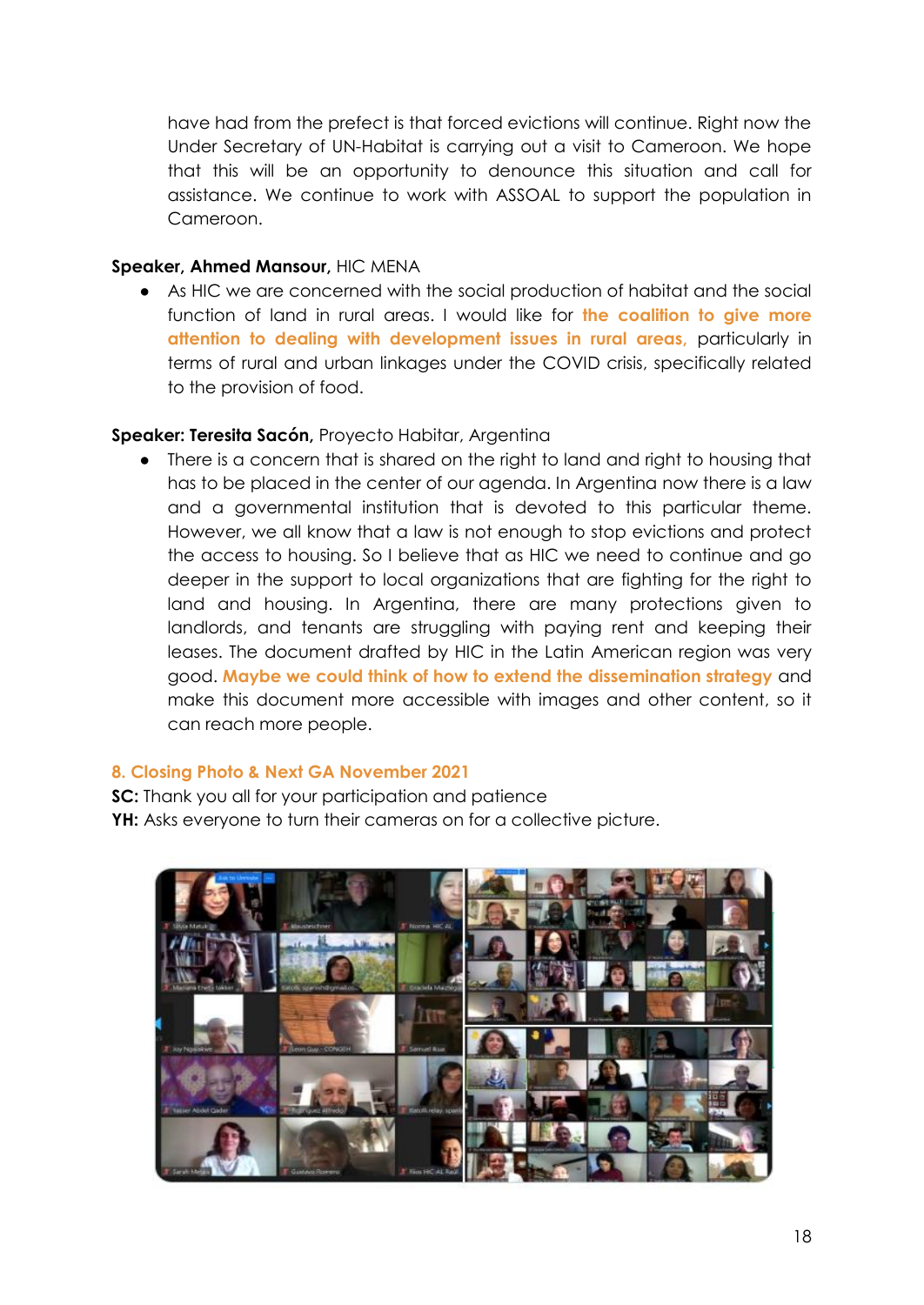have had from the prefect is that forced evictions will continue. Right now the Under Secretary of UN-Habitat is carrying out a visit to Cameroon. We hope that this will be an opportunity to denounce this situation and call for assistance. We continue to work with ASSOAL to support the population in Cameroon.

**Speaker, Ahmed Mansour,** HIC MENA

- As HIC we are concerned with the social production of habitat and the social function of land in rural areas. I would like for **the coalition to give more attention to dealing with development issues in rural areas,** particularly in terms of rural and urban linkages under the COVID crisis, specifically related to the provision of food.

**Speaker: Teresita Sacón,** Proyecto Habitar, Argentina

- There is a concern that is shared on the right to land and right to housing that has to be placed in the center of our agenda. In Argentina now there is a law and a governmental institution that is devoted to this particular theme. However, we all know that a law is not enough to stop evictions and protect the access to housing. So I believe that as HIC we need to continue and go deeper in the support to local organizations that are fighting for the right to land and housing. In Argentina, there are many protections given to landlords, and tenants are struggling with paying rent and keeping their leases. The document drafted by HIC in the Latin American region was very good. **Maybe we could think of how to extend the dissemination strategy** and make this document more accessible with images and other content, so it can reach more people.

## 8. Closing Photo & Next GA November 2021

**SC:** Thank you all for your participation and patience

**YH:** Asks everyone to turn their cameras on for a collective picture.